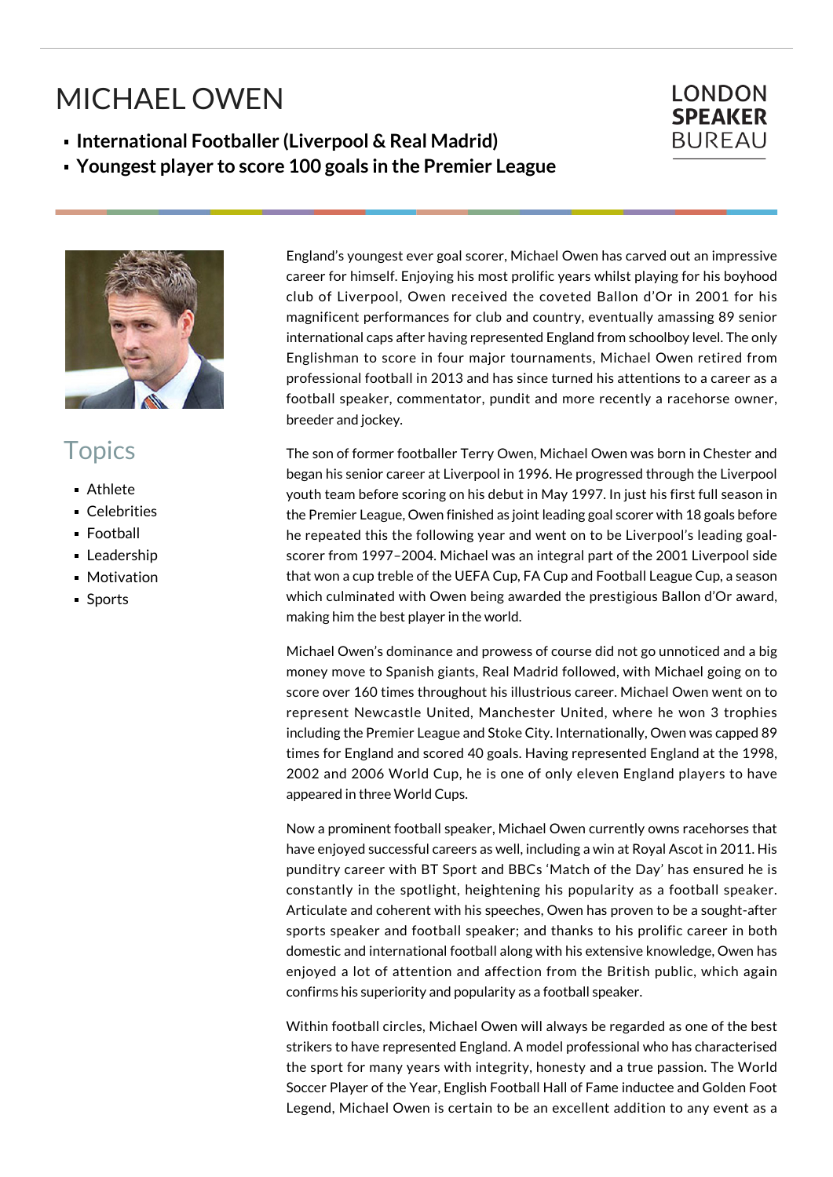# MICHAEL OWEN

- **International Footballer (Liverpool & Real Madrid)**
- **Youngest player to score 100 goals in the Premier League**

LONDON **SPEAKER** BUREAU

## Topics

- Athlete
- Celebrities
- Football
- Leadership
- Motivation
- Sports

England's youngest ever goal scorer, Michael Owen has carved out an impressive career for himself. Enjoying his most prolific years whilst playing for his boyhood club of Liverpool, Owen received the coveted Ballon d'Or in 2001 for his magnificent performances for club and country, eventually amassing 89 senior international caps after having represented England from schoolboy level. The only Englishman to score in four major tournaments, Michael Owen retired from professional football in 2013 and has since turned his attentions to a career as a football speaker, commentator, pundit and more recently a racehorse owner, breeder and jockey.

The son of former footballer Terry Owen, Michael Owen was born in Chester and began his senior career at Liverpool in 1996. He progressed through the Liverpool youth team before scoring on his debut in May 1997. In just his first full season in the Premier League, Owen finished as joint leading goal scorer with 18 goals before he repeated this the following year and went on to be Liverpool's leading goal-scorer from 1997–2004. Michael was an integral part of the 2001 Liverpool side that won a cup treble of the UEFA Cup, FA Cup and Football League Cup, a season which culminated with Owen being awarded the prestigious Ballon d'Or award, making him the best player in the world.

Michael Owen's dominance and prowess of course did not go unnoticed and a big money move to Spanish giants, Real Madrid followed, with Michael going on to score over 160 times throughout his illustrious career. Michael Owen went on to represent Newcastle United, Manchester United, where he won 3 trophies including the Premier League and Stoke City. Internationally, Owen was capped 89 times for England and scored 40 goals. Having represented England at the 1998, 2002 and 2006 World Cup, he is one of only eleven England players to have appeared in three World Cups.

Now a prominent football speaker, Michael Owen currently owns racehorses that have enjoyed successful careers as well, including a win at Royal Ascot in 2011. His punditry career with BT Sport and BBCs 'Match of the Day' has ensured he is constantly in the spotlight, heightening his popularity as a football speaker. Articulate and coherent with his speeches, Owen has proven to be a sought-after sports speaker and football speaker; and thanks to his prolific career in both domestic and international football along with his extensive knowledge, Owen has enjoyed a lot of attention and affection from the British public, which again confirms his superiority and popularity as a football speaker.

Within football circles, Michael Owen will always be regarded as one of the best strikers to have represented England. A model professional who has characterised the sport for many years with integrity, honesty and a true passion. The World Soccer Player of the Year, English Football Hall of Fame inductee and Golden Foot Legend, Michael Owen is certain to be an excellent addition to any event as a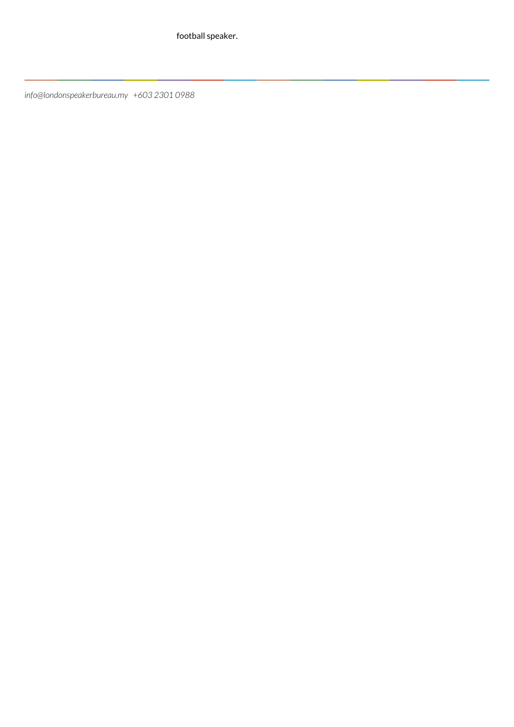football speaker.

*info@londonspeakerbureau.my   +603 2301 0988*